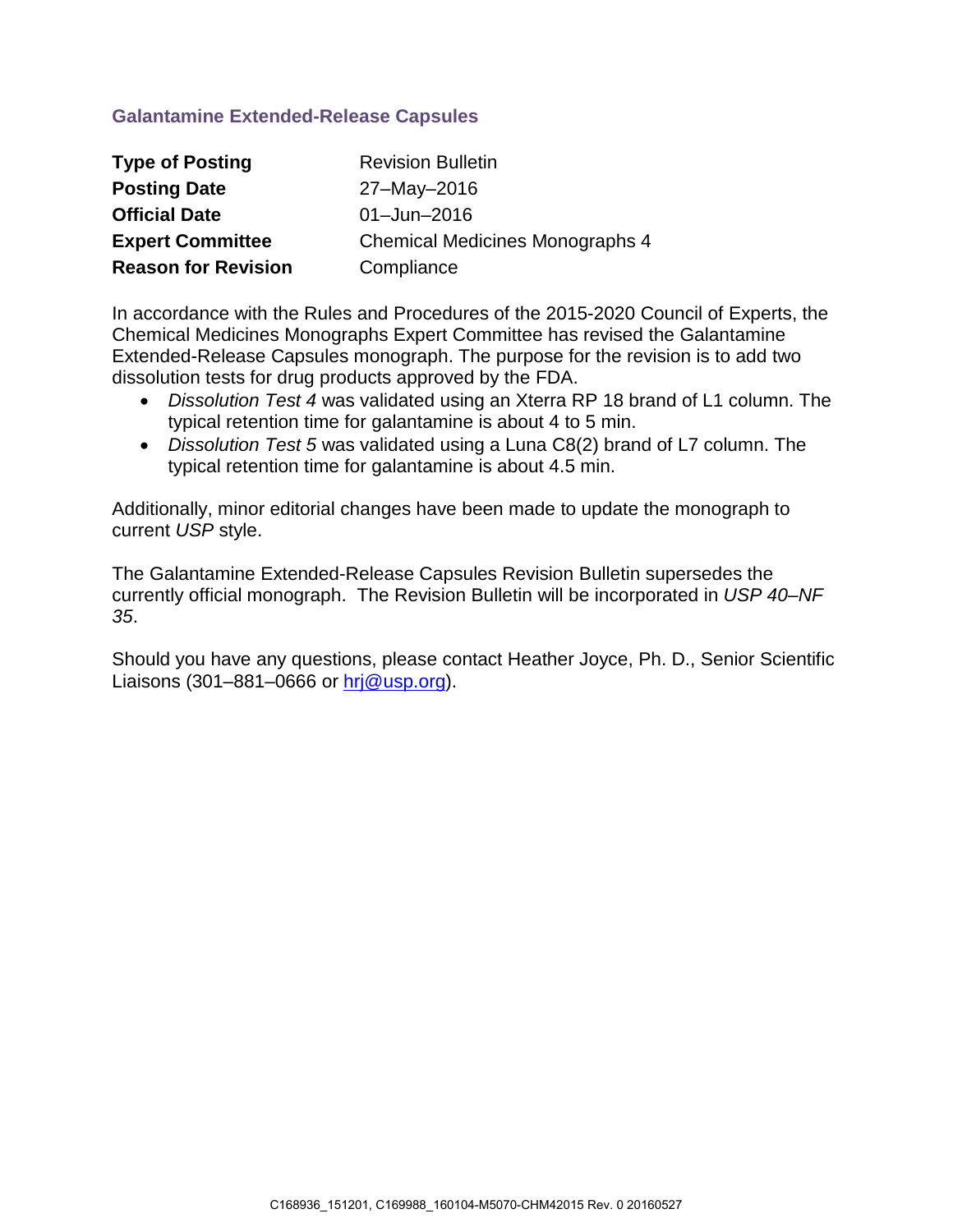## Galantamine Extended-Release Capsules

| | |
|---|---|
| **Type of Posting** | Revision Bulletin |
| **Posting Date** | 27–May–2016 |
| **Official Date** | 01–Jun–2016 |
| **Expert Committee** | Chemical Medicines Monographs 4 |
| **Reason for Revision** | Compliance |

In accordance with the Rules and Procedures of the 2015-2020 Council of Experts, the Chemical Medicines Monographs Expert Committee has revised the Galantamine Extended-Release Capsules monograph. The purpose for the revision is to add two dissolution tests for drug products approved by the FDA.

- *Dissolution Test 4* was validated using an Xterra RP 18 brand of L1 column. The typical retention time for galantamine is about 4 to 5 min.
- *Dissolution Test 5* was validated using a Luna C8(2) brand of L7 column. The typical retention time for galantamine is about 4.5 min.

Additionally, minor editorial changes have been made to update the monograph to current *USP* style.

The Galantamine Extended-Release Capsules Revision Bulletin supersedes the currently official monograph. The Revision Bulletin will be incorporated in *USP 40–NF 35*.

Should you have any questions, please contact Heather Joyce, Ph. D., Senior Scientific Liaisons (301–881–0666 or hrj@usp.org).

C168936_151201, C169988_160104-M5070-CHM42015 Rev. 0 20160527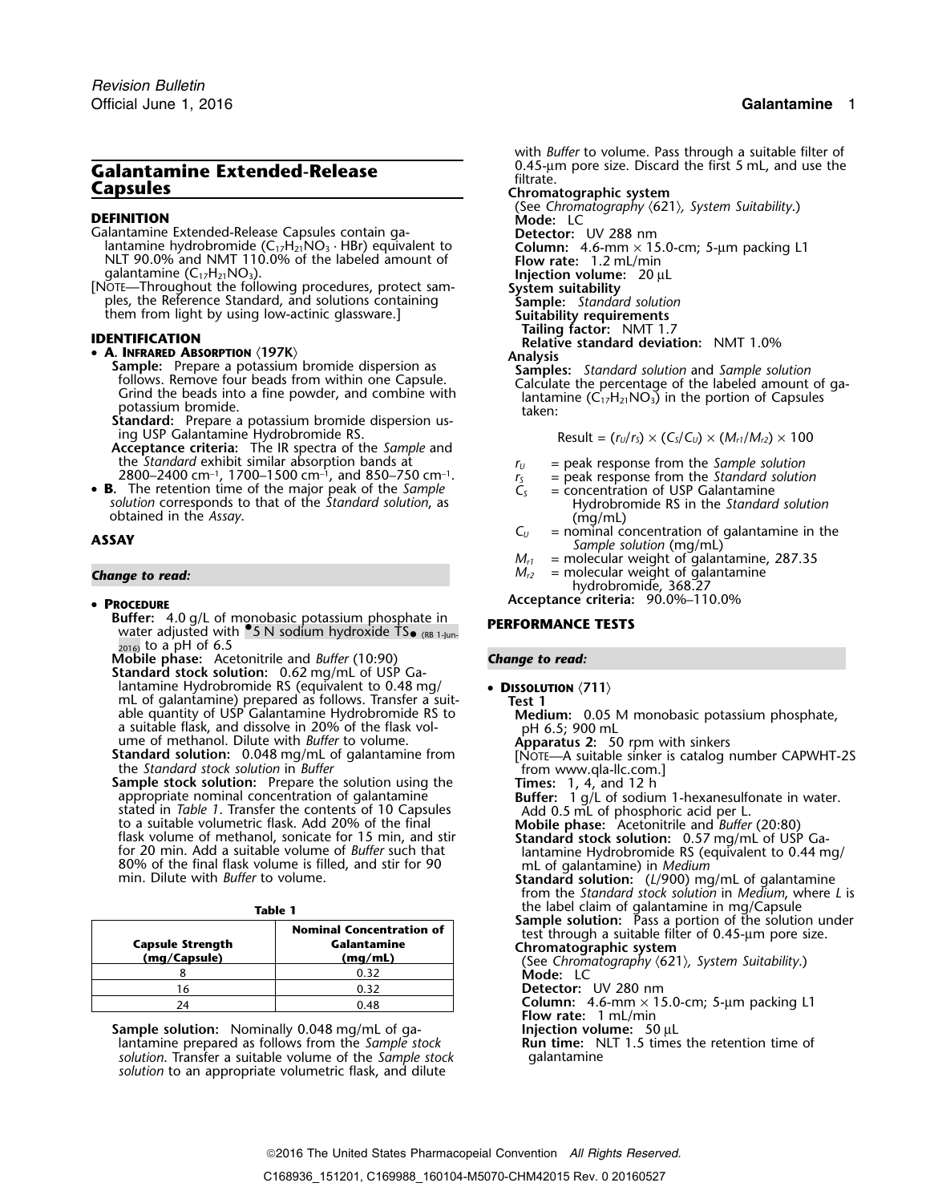# Galantamine Extended-Release Capsules

## DEFINITION

Galantamine Extended-Release Capsules contain galantamine hydrobromide ($C_{17}H_{21}NO_3 \cdot HBr$) equivalent to NLT 90.0% and NMT 110.0% of the labeled amount of galantamine ($C_{17}H_{21}NO_3$).

[NOTE—Throughout the following procedures, protect samples, the Reference Standard, and solutions containing them from light by using low-actinic glassware.]

## IDENTIFICATION

- **A. INFRARED ABSORPTION** ⟨197K⟩

  **Sample:** Prepare a potassium bromide dispersion as follows. Remove four beads from within one Capsule. Grind the beads into a fine powder, and combine with potassium bromide.

  **Standard:** Prepare a potassium bromide dispersion using USP Galantamine Hydrobromide RS.

  **Acceptance criteria:** The IR spectra of the *Sample* and the *Standard* exhibit similar absorption bands at 2800–2400 cm$^{-1}$, 1700–1500 cm$^{-1}$, and 850–750 cm$^{-1}$.

- **B.** The retention time of the major peak of the *Sample solution* corresponds to that of the *Standard solution*, as obtained in the *Assay*.

## ASSAY

***Change to read:***

- **PROCEDURE**

  **Buffer:** 4.0 g/L of monobasic potassium phosphate in water adjusted with •5 N sodium hydroxide TS• (RB 1-Jun-2016) to a pH of 6.5

  **Mobile phase:** Acetonitrile and *Buffer* (10:90)

  **Standard stock solution:** 0.62 mg/mL of USP Galantamine Hydrobromide RS (equivalent to 0.48 mg/mL of galantamine) prepared as follows. Transfer a suitable quantity of USP Galantamine Hydrobromide RS to a suitable flask, and dissolve in 20% of the flask volume of methanol. Dilute with *Buffer* to volume.

  **Standard solution:** 0.048 mg/mL of galantamine from the *Standard stock solution* in *Buffer*

  **Sample stock solution:** Prepare the solution using the appropriate nominal concentration of galantamine stated in *Table 1*. Transfer the contents of 10 Capsules to a suitable volumetric flask. Add 20% of the final flask volume of methanol, sonicate for 15 min, and stir for 20 min. Add a suitable volume of *Buffer* such that 80% of the final flask volume is filled, and stir for 90 min. Dilute with *Buffer* to volume.

**Table 1**

| Capsule Strength (mg/Capsule) | Nominal Concentration of Galantamine (mg/mL) |
|---|---|
| 8 | 0.32 |
| 16 | 0.32 |
| 24 | 0.48 |

  **Sample solution:** Nominally 0.048 mg/mL of galantamine prepared as follows from the *Sample stock solution*. Transfer a suitable volume of the *Sample stock solution* to an appropriate volumetric flask, and dilute with *Buffer* to volume. Pass through a suitable filter of 0.45-µm pore size. Discard the first 5 mL, and use the filtrate.

  **Chromatographic system**

  (See *Chromatography* ⟨621⟩, *System Suitability*.)

  **Mode:** LC

  **Detector:** UV 288 nm

  **Column:** 4.6-mm × 15.0-cm; 5-µm packing L1

  **Flow rate:** 1.2 mL/min

  **Injection volume:** 20 µL

  **System suitability**

  **Sample:** *Standard solution*

  **Suitability requirements**

  **Tailing factor:** NMT 1.7

  **Relative standard deviation:** NMT 1.0%

  **Analysis**

  **Samples:** *Standard solution* and *Sample solution*

  Calculate the percentage of the labeled amount of galantamine ($C_{17}H_{21}NO_3$) in the portion of Capsules taken:

$$\text{Result} = (r_U/r_S) \times (C_S/C_U) \times (M_{r1}/M_{r2}) \times 100$$

  $r_U$ = peak response from the *Sample solution*

  $r_S$ = peak response from the *Standard solution*

  $C_S$ = concentration of USP Galantamine Hydrobromide RS in the *Standard solution* (mg/mL)

  $C_U$ = nominal concentration of galantamine in the *Sample solution* (mg/mL)

  $M_{r1}$ = molecular weight of galantamine, 287.35

  $M_{r2}$ = molecular weight of galantamine hydrobromide, 368.27

  **Acceptance criteria:** 90.0%–110.0%

## PERFORMANCE TESTS

***Change to read:***

- **DISSOLUTION** ⟨711⟩

  **Test 1**

  **Medium:** 0.05 M monobasic potassium phosphate, pH 6.5; 900 mL

  **Apparatus 2:** 50 rpm with sinkers

  [NOTE—A suitable sinker is catalog number CAPWHT-2S from www.qla-llc.com.]

  **Times:** 1, 4, and 12 h

  **Buffer:** 1 g/L of sodium 1-hexanesulfonate in water. Add 0.5 mL of phosphoric acid per L.

  **Mobile phase:** Acetonitrile and *Buffer* (20:80)

  **Standard stock solution:** 0.57 mg/mL of USP Galantamine Hydrobromide RS (equivalent to 0.44 mg/mL of galantamine) in *Medium*

  **Standard solution:** (*L*/900) mg/mL of galantamine from the *Standard stock solution* in *Medium*, where *L* is the label claim of galantamine in mg/Capsule

  **Sample solution:** Pass a portion of the solution under test through a suitable filter of 0.45-µm pore size.

  **Chromatographic system**

  (See *Chromatography* ⟨621⟩, *System Suitability*.)

  **Mode:** LC

  **Detector:** UV 280 nm

  **Column:** 4.6-mm × 15.0-cm; 5-µm packing L1

  **Flow rate:** 1 mL/min

  **Injection volume:** 50 µL

  **Run time:** NLT 1.5 times the retention time of galantamine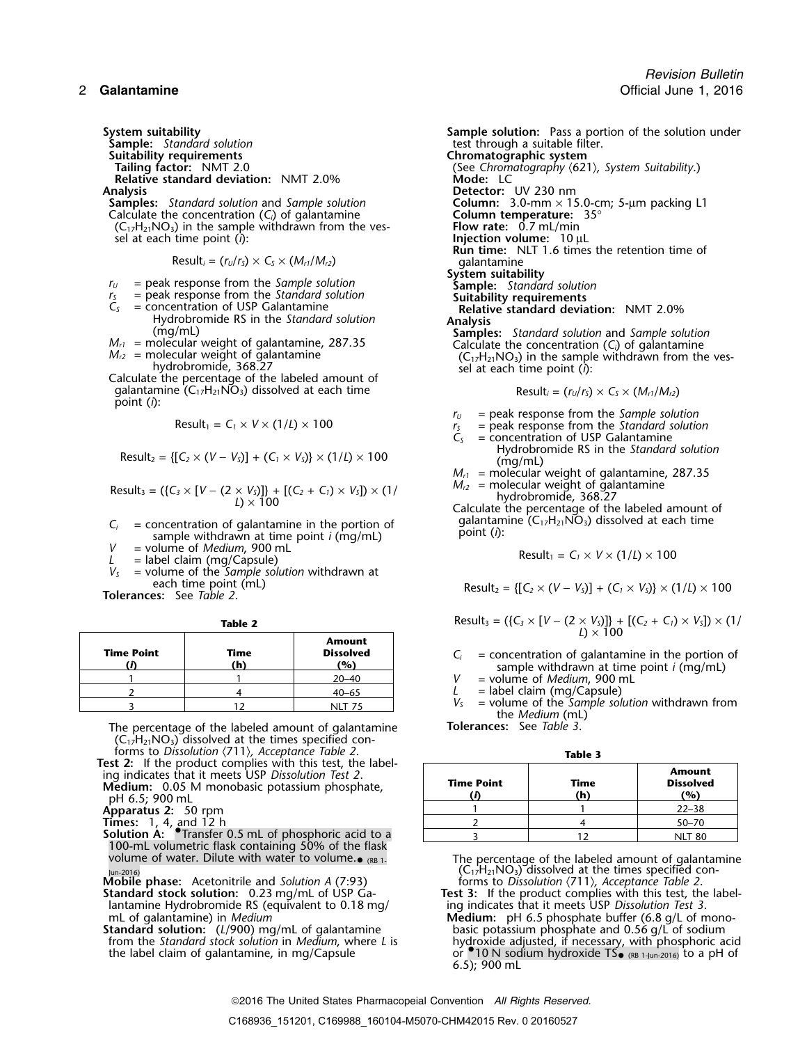**System suitability**

**Sample:** *Standard solution*

**Suitability requirements**

**Tailing factor:** NMT 2.0

**Relative standard deviation:** NMT 2.0%

**Analysis**

**Samples:** *Standard solution* and *Sample solution*

Calculate the concentration ($C_i$) of galantamine ($C_{17}H_{21}NO_3$) in the sample withdrawn from the vessel at each time point ($i$):

$$Result_i = (r_U/r_S) \times C_S \times (M_{r1}/M_{r2})$$

- $r_U$ = peak response from the *Sample solution*
- $r_S$ = peak response from the *Standard solution*
- $C_S$ = concentration of USP Galantamine Hydrobromide RS in the *Standard solution* (mg/mL)
- $M_{r1}$ = molecular weight of galantamine, 287.35
- $M_{r2}$ = molecular weight of galantamine hydrobromide, 368.27

Calculate the percentage of the labeled amount of galantamine ($C_{17}H_{21}NO_3$) dissolved at each time point ($i$):

$$Result_1 = C_1 \times V \times (1/L) \times 100$$

$$Result_2 = \{[C_2 \times (V - V_S)] + (C_1 \times V_S)\} \times (1/L) \times 100$$

$$Result_3 = (\{C_3 \times [V - (2 \times V_S)]\} + [(C_2 + C_1) \times V_S]) \times (1/L) \times 100$$

- $C_i$ = concentration of galantamine in the portion of sample withdrawn at time point $i$ (mg/mL)
- $V$ = volume of *Medium*, 900 mL
- $L$ = label claim (mg/Capsule)
- $V_S$ = volume of the *Sample solution* withdrawn at each time point (mL)

**Tolerances:** See *Table 2*.

**Table 2**

| Time Point ($i$) | Time (h) | Amount Dissolved (%) |
|---|---|---|
| 1 | 1 | 20–40 |
| 2 | 4 | 40–65 |
| 3 | 12 | NLT 75 |

The percentage of the labeled amount of galantamine ($C_{17}H_{21}NO_3$) dissolved at the times specified conforms to *Dissolution* ⟨711⟩, *Acceptance Table 2*.

**Test 2:** If the product complies with this test, the labeling indicates that it meets USP *Dissolution Test 2*.

**Medium:** 0.05 M monobasic potassium phosphate, pH 6.5; 900 mL

**Apparatus 2:** 50 rpm

**Times:** 1, 4, and 12 h

**Solution A:** •Transfer 0.5 mL of phosphoric acid to a 100-mL volumetric flask containing 50% of the flask volume of water. Dilute with water to volume.• (RB 1-Jun-2016)

**Mobile phase:** Acetonitrile and *Solution A* (7:93)

**Standard stock solution:** 0.23 mg/mL of USP Galantamine Hydrobromide RS (equivalent to 0.18 mg/mL of galantamine) in *Medium*

**Standard solution:** ($L$/900) mg/mL of galantamine from the *Standard stock solution* in *Medium*, where $L$ is the label claim of galantamine, in mg/Capsule

**Sample solution:** Pass a portion of the solution under test through a suitable filter.

**Chromatographic system**

(See *Chromatography* ⟨621⟩, *System Suitability*.)

**Mode:** LC

**Detector:** UV 230 nm

**Column:** 3.0-mm × 15.0-cm; 5-µm packing L1

**Column temperature:** 35°

**Flow rate:** 0.7 mL/min

**Injection volume:** 10 µL

**Run time:** NLT 1.6 times the retention time of galantamine

**System suitability**

**Sample:** *Standard solution*

**Suitability requirements**

**Relative standard deviation:** NMT 2.0%

**Analysis**

**Samples:** *Standard solution* and *Sample solution*

Calculate the concentration ($C_i$) of galantamine ($C_{17}H_{21}NO_3$) in the sample withdrawn from the vessel at each time point ($i$):

$$Result_i = (r_U/r_S) \times C_S \times (M_{r1}/M_{r2})$$

- $r_U$ = peak response from the *Sample solution*
- $r_S$ = peak response from the *Standard solution*
- $C_S$ = concentration of USP Galantamine Hydrobromide RS in the *Standard solution* (mg/mL)
- $M_{r1}$ = molecular weight of galantamine, 287.35
- $M_{r2}$ = molecular weight of galantamine hydrobromide, 368.27

Calculate the percentage of the labeled amount of galantamine ($C_{17}H_{21}NO_3$) dissolved at each time point ($i$):

$$Result_1 = C_1 \times V \times (1/L) \times 100$$

$$Result_2 = \{[C_2 \times (V - V_S)] + (C_1 \times V_S)\} \times (1/L) \times 100$$

$$Result_3 = (\{C_3 \times [V - (2 \times V_S)]\} + [(C_2 + C_1) \times V_S]) \times (1/L) \times 100$$

- $C_i$ = concentration of galantamine in the portion of sample withdrawn at time point $i$ (mg/mL)
- $V$ = volume of *Medium*, 900 mL
- $L$ = label claim (mg/Capsule)
- $V_S$ = volume of the *Sample solution* withdrawn from the *Medium* (mL)

**Tolerances:** See *Table 3*.

**Table 3**

| Time Point ($i$) | Time (h) | Amount Dissolved (%) |
|---|---|---|
| 1 | 1 | 22–38 |
| 2 | 4 | 50–70 |
| 3 | 12 | NLT 80 |

The percentage of the labeled amount of galantamine ($C_{17}H_{21}NO_3$) dissolved at the times specified conforms to *Dissolution* ⟨711⟩, *Acceptance Table 2*.

**Test 3:** If the product complies with this test, the labeling indicates that it meets USP *Dissolution Test 3*.

**Medium:** pH 6.5 phosphate buffer (6.8 g/L of monobasic potassium phosphate and 0.56 g/L of sodium hydroxide adjusted, if necessary, with phosphoric acid or •10 N sodium hydroxide TS• (RB 1-Jun-2016) to a pH of 6.5); 900 mL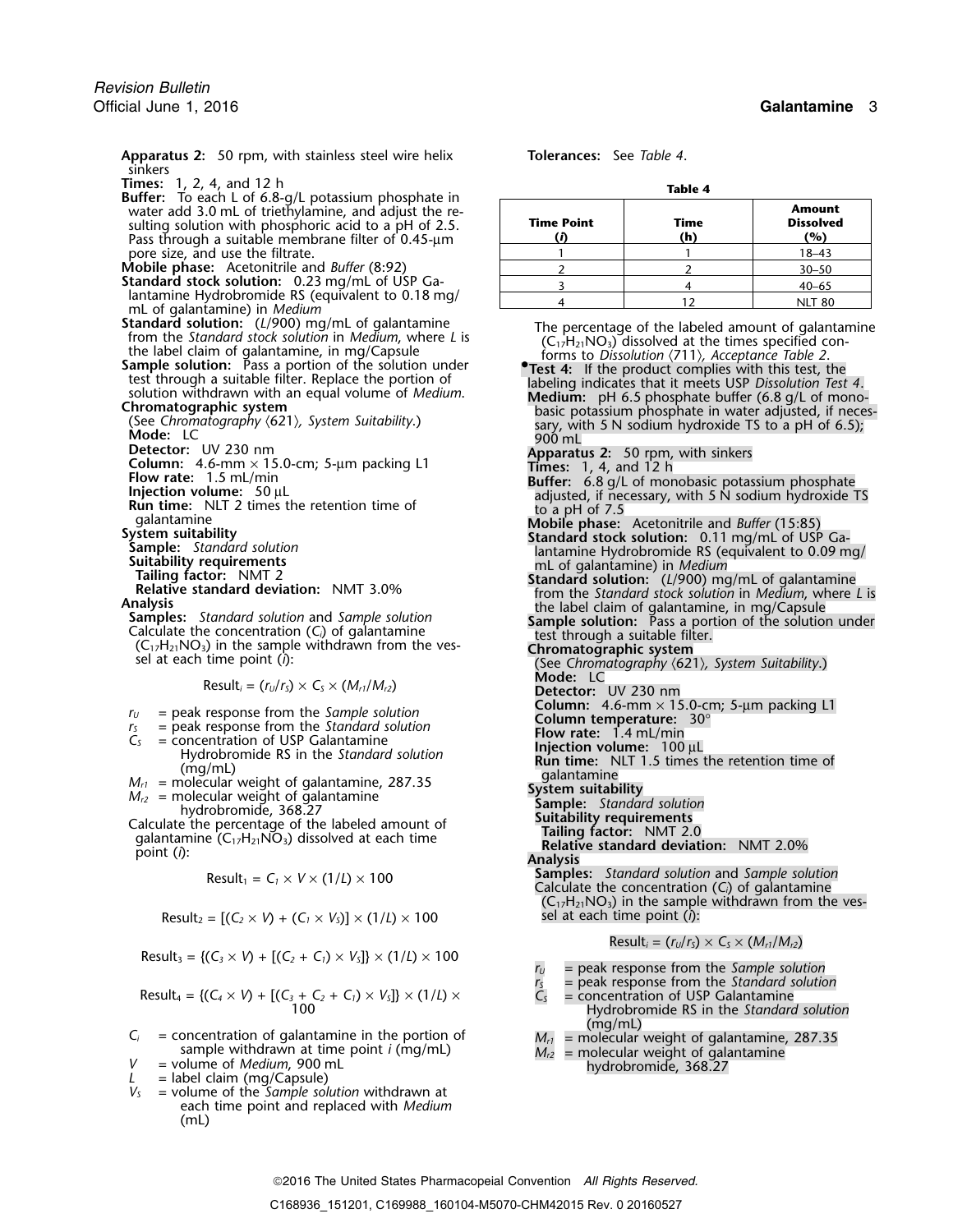**Apparatus 2:** 50 rpm, with stainless steel wire helix sinkers

**Times:** 1, 2, 4, and 12 h

**Buffer:** To each L of 6.8-g/L potassium phosphate in water add 3.0 mL of triethylamine, and adjust the resulting solution with phosphoric acid to a pH of 2.5. Pass through a suitable membrane filter of 0.45-µm pore size, and use the filtrate.

**Mobile phase:** Acetonitrile and *Buffer* (8:92)

**Standard stock solution:** 0.23 mg/mL of USP Galantamine Hydrobromide RS (equivalent to 0.18 mg/mL of galantamine) in *Medium*

**Standard solution:** ($L$/900) mg/mL of galantamine from the *Standard stock solution* in *Medium*, where $L$ is the label claim of galantamine, in mg/Capsule

**Sample solution:** Pass a portion of the solution under test through a suitable filter. Replace the portion of solution withdrawn with an equal volume of *Medium*.

**Chromatographic system**

(See *Chromatography* ⟨621⟩, *System Suitability*.)

**Mode:** LC

**Detector:** UV 230 nm

**Column:** 4.6-mm × 15.0-cm; 5-µm packing L1

**Flow rate:** 1.5 mL/min

**Injection volume:** 50 µL

**Run time:** NLT 2 times the retention time of galantamine

**System suitability**

**Sample:** *Standard solution*

**Suitability requirements**

**Tailing factor:** NMT 2

**Relative standard deviation:** NMT 3.0%

**Analysis**

**Samples:** *Standard solution* and *Sample solution*

Calculate the concentration ($C_i$) of galantamine ($C_{17}H_{21}NO_3$) in the sample withdrawn from the vessel at each time point ($i$):

$$\text{Result}_i = (r_U/r_S) \times C_S \times (M_{r1}/M_{r2})$$

$r_U$ = peak response from the *Sample solution*
$r_S$ = peak response from the *Standard solution*
$C_S$ = concentration of USP Galantamine Hydrobromide RS in the *Standard solution* (mg/mL)
$M_{r1}$ = molecular weight of galantamine, 287.35
$M_{r2}$ = molecular weight of galantamine hydrobromide, 368.27

Calculate the percentage of the labeled amount of galantamine ($C_{17}H_{21}NO_3$) dissolved at each time point ($i$):

$$\text{Result}_1 = C_1 \times V \times (1/L) \times 100$$

$$\text{Result}_2 = [(C_2 \times V) + (C_1 \times V_S)] \times (1/L) \times 100$$

$$\text{Result}_3 = \{(C_3 \times V) + [(C_2 + C_1) \times V_S]\} \times (1/L) \times 100$$

$$\text{Result}_4 = \{(C_4 \times V) + [(C_3 + C_2 + C_1) \times V_S]\} \times (1/L) \times 100$$

$C_i$ = concentration of galantamine in the portion of sample withdrawn at time point $i$ (mg/mL)
$V$ = volume of *Medium*, 900 mL
$L$ = label claim (mg/Capsule)
$V_S$ = volume of the *Sample solution* withdrawn at each time point and replaced with *Medium* (mL)

**Tolerances:** See *Table 4*.

**Table 4**

| Time Point ($i$) | Time (h) | Amount Dissolved (%) |
|---|---|---|
| 1 | 1 | 18–43 |
| 2 | 2 | 30–50 |
| 3 | 4 | 40–65 |
| 4 | 12 | NLT 80 |

The percentage of the labeled amount of galantamine ($C_{17}H_{21}NO_3$) dissolved at the times specified conforms to *Dissolution* ⟨711⟩, *Acceptance Table 2*.

•**Test 4:** If the product complies with this test, the labeling indicates that it meets USP *Dissolution Test 4*.

**Medium:** pH 6.5 phosphate buffer (6.8 g/L of monobasic potassium phosphate in water adjusted, if necessary, with 5 N sodium hydroxide TS to a pH of 6.5); 900 mL

**Apparatus 2:** 50 rpm, with sinkers

**Times:** 1, 4, and 12 h

**Buffer:** 6.8 g/L of monobasic potassium phosphate adjusted, if necessary, with 5 N sodium hydroxide TS to a pH of 7.5

**Mobile phase:** Acetonitrile and *Buffer* (15:85)

**Standard stock solution:** 0.11 mg/mL of USP Galantamine Hydrobromide RS (equivalent to 0.09 mg/mL of galantamine) in *Medium*

**Standard solution:** ($L$/900) mg/mL of galantamine from the *Standard stock solution* in *Medium*, where $L$ is the label claim of galantamine, in mg/Capsule

**Sample solution:** Pass a portion of the solution under test through a suitable filter.

**Chromatographic system**

(See *Chromatography* ⟨621⟩, *System Suitability*.)

**Mode:** LC

**Detector:** UV 230 nm

**Column:** 4.6-mm × 15.0-cm; 5-µm packing L1

**Column temperature:** 30°

**Flow rate:** 1.4 mL/min

**Injection volume:** 100 µL

**Run time:** NLT 1.5 times the retention time of galantamine

**System suitability**

**Sample:** *Standard solution*

**Suitability requirements**

**Tailing factor:** NMT 2.0

**Relative standard deviation:** NMT 2.0%

**Analysis**

**Samples:** *Standard solution* and *Sample solution*

Calculate the concentration ($C_i$) of galantamine ($C_{17}H_{21}NO_3$) in the sample withdrawn from the vessel at each time point ($i$):

$$\text{Result}_i = (r_U/r_S) \times C_S \times (M_{r1}/M_{r2})$$

$r_U$ = peak response from the *Sample solution*
$r_S$ = peak response from the *Standard solution*
$C_S$ = concentration of USP Galantamine Hydrobromide RS in the *Standard solution* (mg/mL)
$M_{r1}$ = molecular weight of galantamine, 287.35
$M_{r2}$ = molecular weight of galantamine hydrobromide, 368.27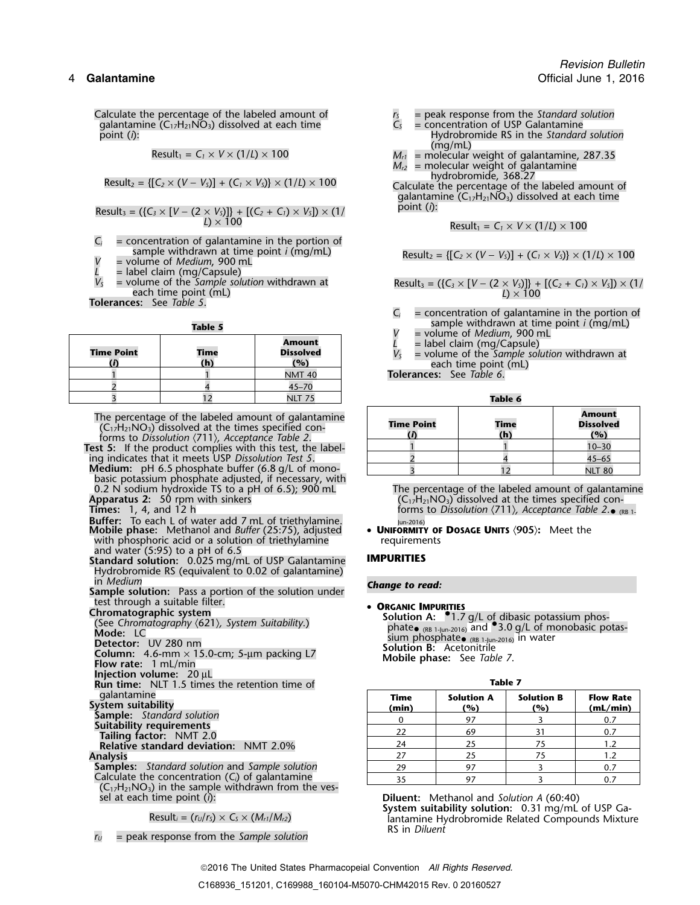Calculate the percentage of the labeled amount of galantamine ($C_{17}H_{21}NO_3$) dissolved at each time point ($i$):

$$\text{Result}_1 = C_1 \times V \times (1/L) \times 100$$

$$\text{Result}_2 = \{[C_2 \times (V - V_S)] + (C_1 \times V_S)\} \times (1/L) \times 100$$

$$\text{Result}_3 = (\{C_3 \times [V - (2 \times V_S)]\} + [(C_2 + C_1) \times V_S]) \times (1/L) \times 100$$

$C_i$ = concentration of galantamine in the portion of sample withdrawn at time point $i$ (mg/mL)
$V$ = volume of *Medium*, 900 mL
$L$ = label claim (mg/Capsule)
$V_S$ = volume of the *Sample solution* withdrawn at each time point (mL)

**Tolerances:** See *Table 5*.

**Table 5**

| Time Point ($i$) | Time (h) | Amount Dissolved (%) |
|---|---|---|
| 1 | 1 | NMT 40 |
| 2 | 4 | 45–70 |
| 3 | 12 | NLT 75 |

The percentage of the labeled amount of galantamine ($C_{17}H_{21}NO_3$) dissolved at the times specified conforms to *Dissolution* ⟨711⟩, *Acceptance Table 2*.

**Test 5:** If the product complies with this test, the labeling indicates that it meets USP *Dissolution Test 5*.

**Medium:** pH 6.5 phosphate buffer (6.8 g/L of monobasic potassium phosphate adjusted, if necessary, with 0.2 N sodium hydroxide TS to a pH of 6.5); 900 mL

**Apparatus 2:** 50 rpm with sinkers

**Times:** 1, 4, and 12 h

**Buffer:** To each L of water add 7 mL of triethylamine.

**Mobile phase:** Methanol and *Buffer* (25:75), adjusted with phosphoric acid or a solution of triethylamine and water (5:95) to a pH of 6.5

**Standard solution:** 0.025 mg/mL of USP Galantamine Hydrobromide RS (equivalent to 0.02 of galantamine) in *Medium*

**Sample solution:** Pass a portion of the solution under test through a suitable filter.

**Chromatographic system**
(See *Chromatography* ⟨621⟩, *System Suitability*.)
**Mode:** LC
**Detector:** UV 280 nm
**Column:** 4.6-mm × 15.0-cm; 5-µm packing L7
**Flow rate:** 1 mL/min
**Injection volume:** 20 µL
**Run time:** NLT 1.5 times the retention time of galantamine

**System suitability**
**Sample:** *Standard solution*
**Suitability requirements**
**Tailing factor:** NMT 2.0
**Relative standard deviation:** NMT 2.0%

**Analysis**
**Samples:** *Standard solution* and *Sample solution*
Calculate the concentration ($C_i$) of galantamine ($C_{17}H_{21}NO_3$) in the sample withdrawn from the vessel at each time point ($i$):

$$\text{Result}_i = (r_U/r_S) \times C_S \times (M_{r1}/M_{r2})$$

$r_U$ = peak response from the *Sample solution*
$r_S$ = peak response from the *Standard solution*
$C_S$ = concentration of USP Galantamine Hydrobromide RS in the *Standard solution* (mg/mL)
$M_{r1}$ = molecular weight of galantamine, 287.35
$M_{r2}$ = molecular weight of galantamine hydrobromide, 368.27

Calculate the percentage of the labeled amount of galantamine ($C_{17}H_{21}NO_3$) dissolved at each time point ($i$):

$$\text{Result}_1 = C_1 \times V \times (1/L) \times 100$$

$$\text{Result}_2 = \{[C_2 \times (V - V_S)] + (C_1 \times V_S)\} \times (1/L) \times 100$$

$$\text{Result}_3 = (\{C_3 \times [V - (2 \times V_S)]\} + [(C_2 + C_1) \times V_S]) \times (1/L) \times 100$$

$C_i$ = concentration of galantamine in the portion of sample withdrawn at time point $i$ (mg/mL)
$V$ = volume of *Medium*, 900 mL
$L$ = label claim (mg/Capsule)
$V_S$ = volume of the *Sample solution* withdrawn at each time point (mL)

**Tolerances:** See *Table 6*.

**Table 6**

| Time Point ($i$) | Time (h) | Amount Dissolved (%) |
|---|---|---|
| 1 | 1 | 10–30 |
| 2 | 4 | 45–65 |
| 3 | 12 | NLT 80 |

The percentage of the labeled amount of galantamine ($C_{17}H_{21}NO_3$) dissolved at the times specified conforms to *Dissolution* ⟨711⟩, *Acceptance Table 2*.● (RB 1-Jun-2016)

- **Uniformity of Dosage Units** ⟨905⟩: Meet the requirements

## IMPURITIES

*Change to read:*

- **Organic Impurities**

**Solution A:** ●1.7 g/L of dibasic potassium phosphate● (RB 1-Jun-2016) and ●3.0 g/L of monobasic potassium phosphate● (RB 1-Jun-2016) in water

**Solution B:** Acetonitrile

**Mobile phase:** See *Table 7*.

**Table 7**

| Time (min) | Solution A (%) | Solution B (%) | Flow Rate (mL/min) |
|---|---|---|---|
| 0 | 97 | 3 | 0.7 |
| 22 | 69 | 31 | 0.7 |
| 24 | 25 | 75 | 1.2 |
| 27 | 25 | 75 | 1.2 |
| 29 | 97 | 3 | 0.7 |
| 35 | 97 | 3 | 0.7 |

**Diluent:** Methanol and *Solution A* (60:40)

**System suitability solution:** 0.31 mg/mL of USP Galantamine Hydrobromide Related Compounds Mixture RS in *Diluent*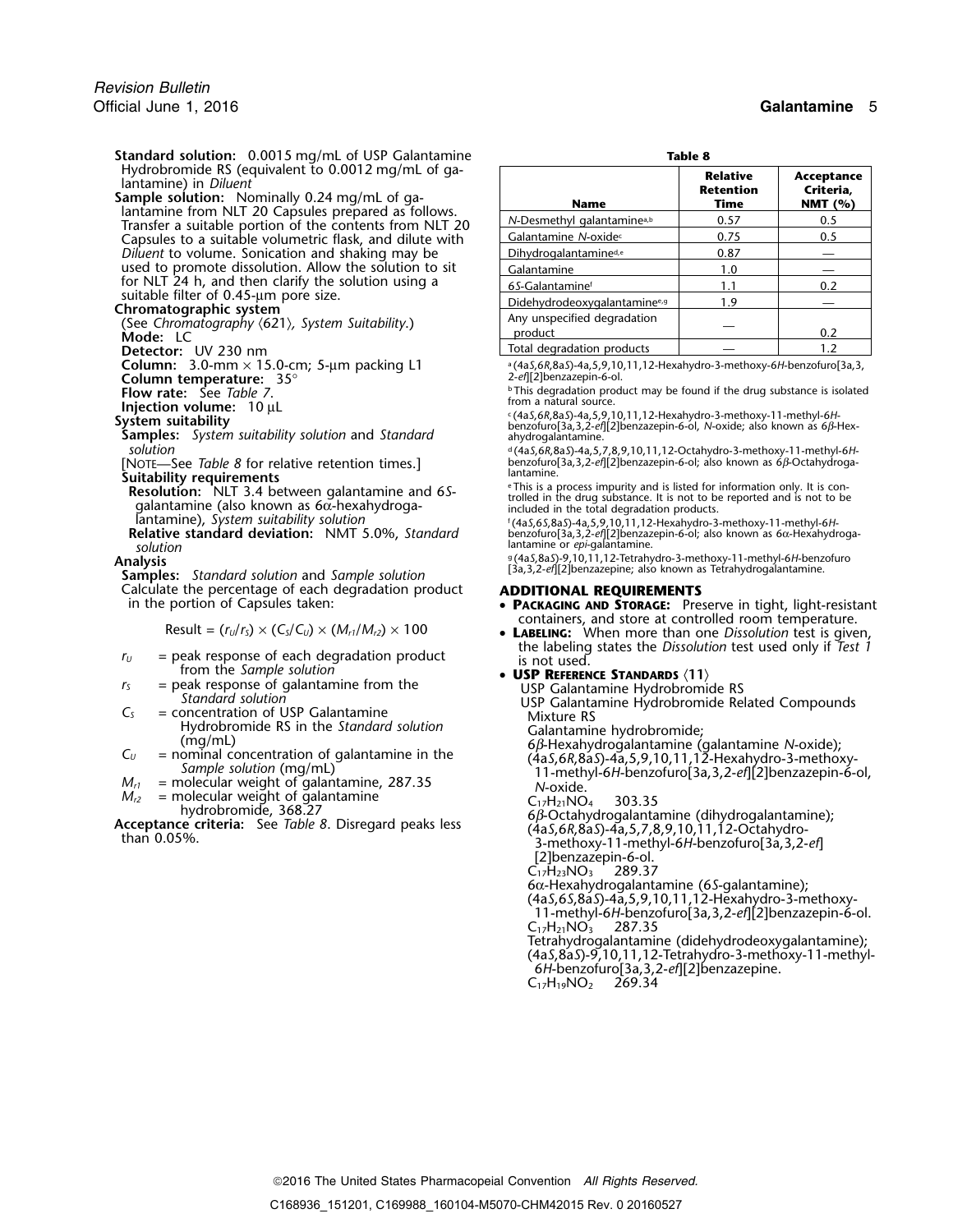**Standard solution:** 0.0015 mg/mL of USP Galantamine Hydrobromide RS (equivalent to 0.0012 mg/mL of galantamine) in *Diluent*

**Sample solution:** Nominally 0.24 mg/mL of galantamine from NLT 20 Capsules prepared as follows. Transfer a suitable portion of the contents from NLT 20 Capsules to a suitable volumetric flask, and dilute with *Diluent* to volume. Sonication and shaking may be used to promote dissolution. Allow the solution to sit for NLT 24 h, and then clarify the solution using a suitable filter of 0.45-µm pore size.

**Chromatographic system**

(See *Chromatography* ⟨621⟩, *System Suitability*.)

**Mode:** LC

**Detector:** UV 230 nm

**Column:** 3.0-mm × 15.0-cm; 5-µm packing L1

**Column temperature:** 35°

**Flow rate:** See *Table 7*.

**Injection volume:** 10 µL

**System suitability**

**Samples:** *System suitability solution* and *Standard solution*

[Note—See *Table 8* for relative retention times.]

**Suitability requirements**

**Resolution:** NLT 3.4 between galantamine and 6*S*-galantamine (also known as 6α-hexahydrogalantamine), *System suitability solution*

**Relative standard deviation:** NMT 5.0%, *Standard solution*

**Analysis**

**Samples:** *Standard solution* and *Sample solution*

Calculate the percentage of each degradation product in the portion of Capsules taken:

$$\text{Result} = (r_U/r_S) \times (C_S/C_U) \times (M_{r1}/M_{r2}) \times 100$$

$r_U$ = peak response of each degradation product from the *Sample solution*

$r_S$ = peak response of galantamine from the *Standard solution*

$C_S$ = concentration of USP Galantamine Hydrobromide RS in the *Standard solution* (mg/mL)

$C_U$ = nominal concentration of galantamine in the *Sample solution* (mg/mL)

$M_{r1}$ = molecular weight of galantamine, 287.35

$M_{r2}$ = molecular weight of galantamine hydrobromide, 368.27

**Acceptance criteria:** See *Table 8*. Disregard peaks less than 0.05%.

**Table 8**

| Name | Relative Retention Time | Acceptance Criteria, NMT (%) |
|---|---|---|
| *N*-Desmethyl galantamine[a,b] | 0.57 | 0.5 |
| Galantamine *N*-oxide[c] | 0.75 | 0.5 |
| Dihydrogalantamine[d,e] | 0.87 | — |
| Galantamine | 1.0 | — |
| 6*S*-Galantamine[f] | 1.1 | 0.2 |
| Didehydrodeoxygalantamine[e,g] | 1.9 | — |
| Any unspecified degradation product | — | 0.2 |
| Total degradation products | — | 1.2 |

[a] (4a*S*,6*R*,8a*S*)-4a,5,9,10,11,12-Hexahydro-3-methoxy-6*H*-benzofuro[3a,3,2-*ef*][2]benzazepin-6-ol.

[b] This degradation product may be found if the drug substance is isolated from a natural source.

[c] (4a*S*,6*R*,8a*S*)-4a,5,9,10,11,12-Hexahydro-3-methoxy-11-methyl-6*H*-benzofuro[3a,3,2-*ef*][2]benzazepin-6-ol, *N*-oxide; also known as 6β-Hexahydrogalantamine.

[d] (4a*S*,6*R*,8a*S*)-4a,5,7,8,9,10,11,12-Octahydro-3-methoxy-11-methyl-6*H*-benzofuro[3a,3,2-*ef*][2]benzazepin-6-ol; also known as 6β-Octahydrogalantamine.

[e] This is a process impurity and is listed for information only. It is controlled in the drug substance. It is not to be reported and is not to be included in the total degradation products.

[f] (4a*S*,6*S*,8a*S*)-4a,5,9,10,11,12-Hexahydro-3-methoxy-11-methyl-6*H*-benzofuro[3a,3,2-*ef*][2]benzazepin-6-ol; also known as 6α-Hexahydrogalantamine or *epi*-galantamine.

[g] (4a*S*,8a*S*)-9,10,11,12-Tetrahydro-3-methoxy-11-methyl-6*H*-benzofuro[3a,3,2-*ef*][2]benzazepine; also known as Tetrahydrogalantamine.

## ADDITIONAL REQUIREMENTS

- **Packaging and Storage:** Preserve in tight, light-resistant containers, and store at controlled room temperature.
- **Labeling:** When more than one *Dissolution* test is given, the labeling states the *Dissolution* test used only if *Test 1* is not used.
- **USP Reference Standards** ⟨11⟩

  USP Galantamine Hydrobromide RS

  USP Galantamine Hydrobromide Related Compounds Mixture RS

  Galantamine hydrobromide;

  6β-Hexahydrogalantamine (galantamine *N*-oxide);

  (4a*S*,6*R*,8a*S*)-4a,5,9,10,11,12-Hexahydro-3-methoxy-11-methyl-6*H*-benzofuro[3a,3,2-*ef*][2]benzazepin-6-ol, *N*-oxide.

  $C_{17}H_{21}NO_4$ 303.35

  6β-Octahydrogalantamine (dihydrogalantamine);

  (4a*S*,6*R*,8a*S*)-4a,5,7,8,9,10,11,12-Octahydro-3-methoxy-11-methyl-6*H*-benzofuro[3a,3,2-*ef*][2]benzazepin-6-ol.

  $C_{17}H_{23}NO_3$ 289.37

  6α-Hexahydrogalantamine (6*S*-galantamine);

  (4a*S*,6*S*,8a*S*)-4a,5,9,10,11,12-Hexahydro-3-methoxy-11-methyl-6*H*-benzofuro[3a,3,2-*ef*][2]benzazepin-6-ol.

  $C_{17}H_{21}NO_3$ 287.35

  Tetrahydrogalantamine (didehydrodeoxygalantamine);

  (4a*S*,8a*S*)-9,10,11,12-Tetrahydro-3-methoxy-11-methyl-6*H*-benzofuro[3a,3,2-*ef*][2]benzazepine.

  $C_{17}H_{19}NO_2$ 269.34